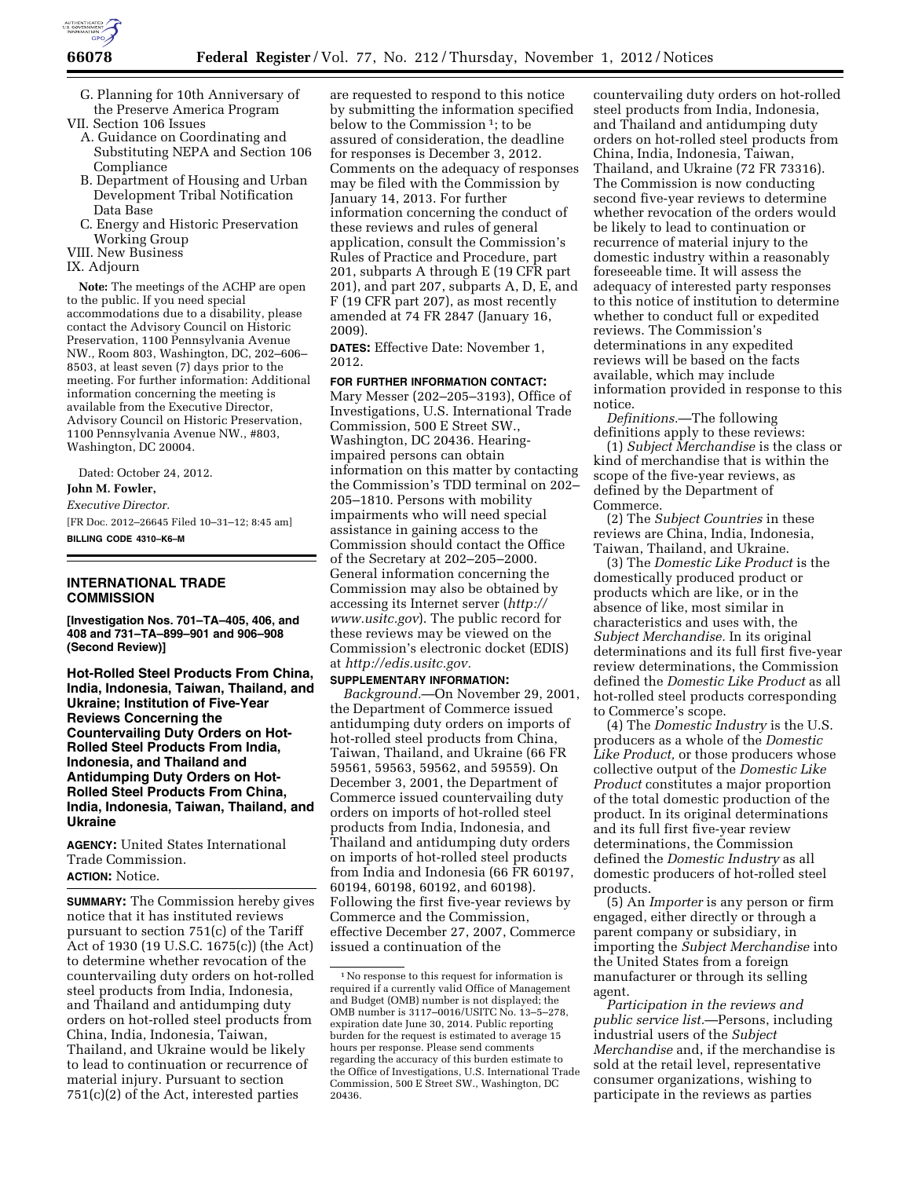G. Planning for 10th Anniversary of the Preserve America Program

VII. Section 106 Issues

A. Guidance on Coordinating and Substituting NEPA and Section 106 Compliance

B. Department of Housing and Urban Development Tribal Notification Data Base

C. Energy and Historic Preservation Working Group

VIII. New Business

IX. Adjourn

**Note:** The meetings of the ACHP are open to the public. If you need special accommodations due to a disability, please contact the Advisory Council on Historic Preservation, 1100 Pennsylvania Avenue NW., Room 803, Washington, DC, 202–606–8503, at least seven (7) days prior to the meeting. For further information: Additional information concerning the meeting is available from the Executive Director, Advisory Council on Historic Preservation, 1100 Pennsylvania Avenue NW., #803, Washington, DC 20004.

Dated: October 24, 2012.

**John M. Fowler,**

*Executive Director.*

[FR Doc. 2012–26645 Filed 10–31–12; 8:45 am]

**BILLING CODE 4310–K6–M**

## INTERNATIONAL TRADE COMMISSION

**[Investigation Nos. 701–TA–405, 406, and 408 and 731–TA–899–901 and 906–908 (Second Review)]**

### Hot-Rolled Steel Products From China, India, Indonesia, Taiwan, Thailand, and Ukraine; Institution of Five-Year Reviews Concerning the Countervailing Duty Orders on Hot-Rolled Steel Products From India, Indonesia, and Thailand and Antidumping Duty Orders on Hot-Rolled Steel Products From China, India, Indonesia, Taiwan, Thailand, and Ukraine

**AGENCY:** United States International Trade Commission.

**ACTION:** Notice.

**SUMMARY:** The Commission hereby gives notice that it has instituted reviews pursuant to section 751(c) of the Tariff Act of 1930 (19 U.S.C. 1675(c)) (the Act) to determine whether revocation of the countervailing duty orders on hot-rolled steel products from India, Indonesia, and Thailand and antidumping duty orders on hot-rolled steel products from China, India, Indonesia, Taiwan, Thailand, and Ukraine would be likely to lead to continuation or recurrence of material injury. Pursuant to section 751(c)(2) of the Act, interested parties are requested to respond to this notice by submitting the information specified below to the Commission [1]; to be assured of consideration, the deadline for responses is December 3, 2012. Comments on the adequacy of responses may be filed with the Commission by January 14, 2013. For further information concerning the conduct of these reviews and rules of general application, consult the Commission's Rules of Practice and Procedure, part 201, subparts A through E (19 CFR part 201), and part 207, subparts A, D, E, and F (19 CFR part 207), as most recently amended at 74 FR 2847 (January 16, 2009).

**DATES:** Effective Date: November 1, 2012.

**FOR FURTHER INFORMATION CONTACT:** Mary Messer (202–205–3193), Office of Investigations, U.S. International Trade Commission, 500 E Street SW., Washington, DC 20436. Hearing-impaired persons can obtain information on this matter by contacting the Commission's TDD terminal on 202–205–1810. Persons with mobility impairments who will need special assistance in gaining access to the Commission should contact the Office of the Secretary at 202–205–2000. General information concerning the Commission may also be obtained by accessing its Internet server (*http://www.usitc.gov*). The public record for these reviews may be viewed on the Commission's electronic docket (EDIS) at *http://edis.usitc.gov.*

**SUPPLEMENTARY INFORMATION:**

*Background.*—On November 29, 2001, the Department of Commerce issued antidumping duty orders on imports of hot-rolled steel products from China, Taiwan, Thailand, and Ukraine (66 FR 59561, 59563, 59562, and 59559). On December 3, 2001, the Department of Commerce issued countervailing duty orders on imports of hot-rolled steel products from India, Indonesia, and Thailand and antidumping duty orders on imports of hot-rolled steel products from India and Indonesia (66 FR 60197, 60194, 60198, 60192, and 60198). Following the first five-year reviews by Commerce and the Commission, effective December 27, 2007, Commerce issued a continuation of the countervailing duty orders on hot-rolled steel products from India, Indonesia, and Thailand and antidumping duty orders on hot-rolled steel products from China, India, Indonesia, Taiwan, Thailand, and Ukraine (72 FR 73316). The Commission is now conducting second five-year reviews to determine whether revocation of the orders would be likely to lead to continuation or recurrence of material injury to the domestic industry within a reasonably foreseeable time. It will assess the adequacy of interested party responses to this notice of institution to determine whether to conduct full or expedited reviews. The Commission's determinations in any expedited reviews will be based on the facts available, which may include information provided in response to this notice.

*Definitions.*—The following definitions apply to these reviews:

(1) *Subject Merchandise* is the class or kind of merchandise that is within the scope of the five-year reviews, as defined by the Department of Commerce.

(2) The *Subject Countries* in these reviews are China, India, Indonesia, Taiwan, Thailand, and Ukraine.

(3) The *Domestic Like Product* is the domestically produced product or products which are like, or in the absence of like, most similar in characteristics and uses with, the *Subject Merchandise.* In its original determinations and its full first five-year review determinations, the Commission defined the *Domestic Like Product* as all hot-rolled steel products corresponding to Commerce's scope.

(4) The *Domestic Industry* is the U.S. producers as a whole of the *Domestic Like Product,* or those producers whose collective output of the *Domestic Like Product* constitutes a major proportion of the total domestic production of the product. In its original determinations and its full first five-year review determinations, the Commission defined the *Domestic Industry* as all domestic producers of hot-rolled steel products.

(5) An *Importer* is any person or firm engaged, either directly or through a parent company or subsidiary, in importing the *Subject Merchandise* into the United States from a foreign manufacturer or through its selling agent.

*Participation in the reviews and public service list.*—Persons, including industrial users of the *Subject Merchandise* and, if the merchandise is sold at the retail level, representative consumer organizations, wishing to participate in the reviews as parties

[1] No response to this request for information is required if a currently valid Office of Management and Budget (OMB) number is not displayed; the OMB number is 3117–0016/USITC No. 13–5–278, expiration date June 30, 2014. Public reporting burden for the request is estimated to average 15 hours per response. Please send comments regarding the accuracy of this burden estimate to the Office of Investigations, U.S. International Trade Commission, 500 E Street SW., Washington, DC 20436.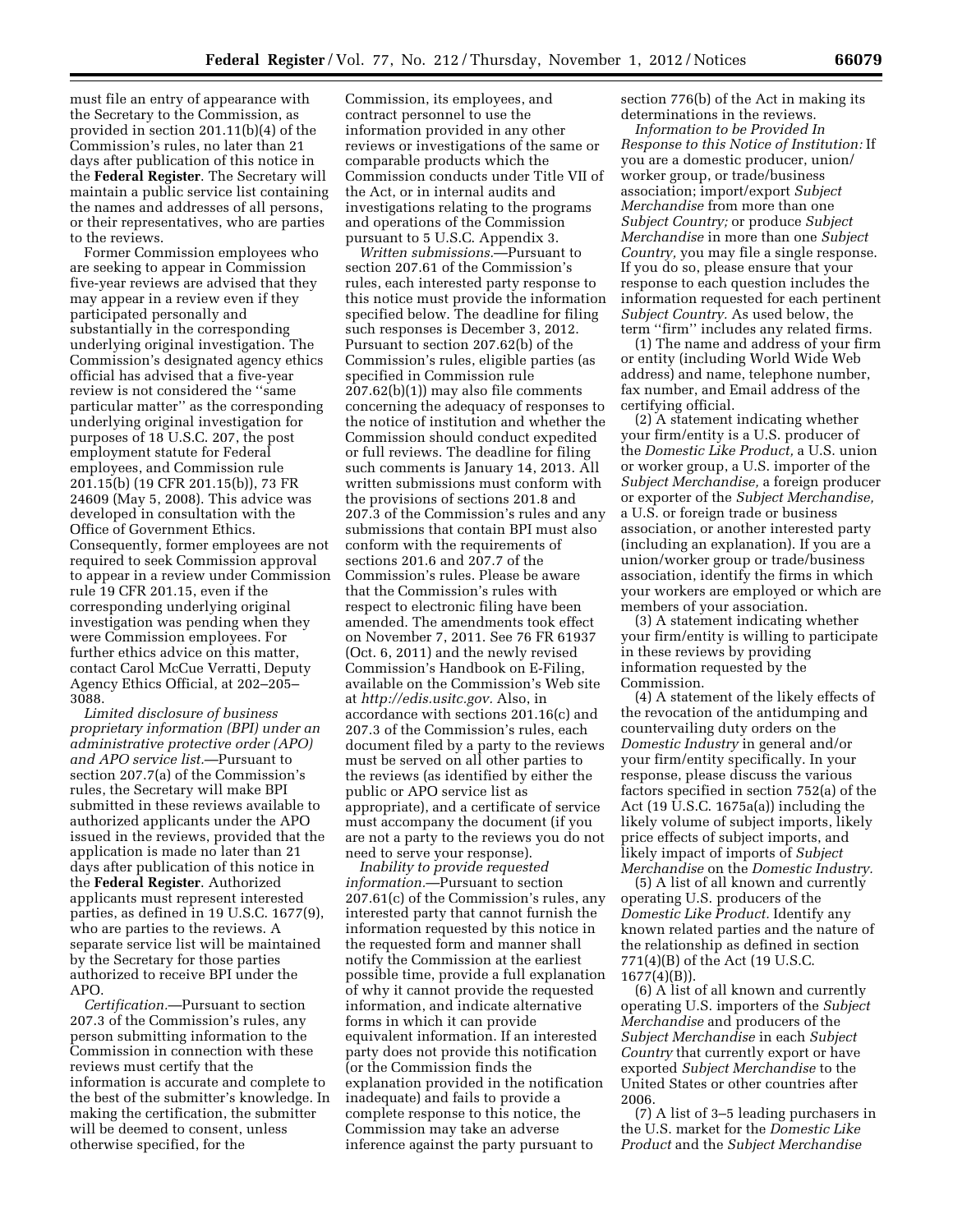must file an entry of appearance with the Secretary to the Commission, as provided in section 201.11(b)(4) of the Commission's rules, no later than 21 days after publication of this notice in the **Federal Register**. The Secretary will maintain a public service list containing the names and addresses of all persons, or their representatives, who are parties to the reviews.

Former Commission employees who are seeking to appear in Commission five-year reviews are advised that they may appear in a review even if they participated personally and substantially in the corresponding underlying original investigation. The Commission's designated agency ethics official has advised that a five-year review is not considered the ''same particular matter'' as the corresponding underlying original investigation for purposes of 18 U.S.C. 207, the post employment statute for Federal employees, and Commission rule 201.15(b) (19 CFR 201.15(b)), 73 FR 24609 (May 5, 2008). This advice was developed in consultation with the Office of Government Ethics. Consequently, former employees are not required to seek Commission approval to appear in a review under Commission rule 19 CFR 201.15, even if the corresponding underlying original investigation was pending when they were Commission employees. For further ethics advice on this matter, contact Carol McCue Verratti, Deputy Agency Ethics Official, at 202–205–3088.

*Limited disclosure of business proprietary information (BPI) under an administrative protective order (APO) and APO service list.*—Pursuant to section 207.7(a) of the Commission's rules, the Secretary will make BPI submitted in these reviews available to authorized applicants under the APO issued in the reviews, provided that the application is made no later than 21 days after publication of this notice in the **Federal Register**. Authorized applicants must represent interested parties, as defined in 19 U.S.C. 1677(9), who are parties to the reviews. A separate service list will be maintained by the Secretary for those parties authorized to receive BPI under the APO.

*Certification.*—Pursuant to section 207.3 of the Commission's rules, any person submitting information to the Commission in connection with these reviews must certify that the information is accurate and complete to the best of the submitter's knowledge. In making the certification, the submitter will be deemed to consent, unless otherwise specified, for the Commission, its employees, and contract personnel to use the information provided in any other reviews or investigations of the same or comparable products which the Commission conducts under Title VII of the Act, or in internal audits and investigations relating to the programs and operations of the Commission pursuant to 5 U.S.C. Appendix 3.

*Written submissions.*—Pursuant to section 207.61 of the Commission's rules, each interested party response to this notice must provide the information specified below. The deadline for filing such responses is December 3, 2012. Pursuant to section 207.62(b) of the Commission's rules, eligible parties (as specified in Commission rule 207.62(b)(1)) may also file comments concerning the adequacy of responses to the notice of institution and whether the Commission should conduct expedited or full reviews. The deadline for filing such comments is January 14, 2013. All written submissions must conform with the provisions of sections 201.8 and 207.3 of the Commission's rules and any submissions that contain BPI must also conform with the requirements of sections 201.6 and 207.7 of the Commission's rules. Please be aware that the Commission's rules with respect to electronic filing have been amended. The amendments took effect on November 7, 2011. See 76 FR 61937 (Oct. 6, 2011) and the newly revised Commission's Handbook on E-Filing, available on the Commission's Web site at *http://edis.usitc.gov.* Also, in accordance with sections 201.16(c) and 207.3 of the Commission's rules, each document filed by a party to the reviews must be served on all other parties to the reviews (as identified by either the public or APO service list as appropriate), and a certificate of service must accompany the document (if you are not a party to the reviews you do not need to serve your response).

*Inability to provide requested information.*—Pursuant to section 207.61(c) of the Commission's rules, any interested party that cannot furnish the information requested by this notice in the requested form and manner shall notify the Commission at the earliest possible time, provide a full explanation of why it cannot provide the requested information, and indicate alternative forms in which it can provide equivalent information. If an interested party does not provide this notification (or the Commission finds the explanation provided in the notification inadequate) and fails to provide a complete response to this notice, the Commission may take an adverse inference against the party pursuant to section 776(b) of the Act in making its determinations in the reviews.

*Information to be Provided In Response to this Notice of Institution:* If you are a domestic producer, union/worker group, or trade/business association; import/export *Subject Merchandise* from more than one *Subject Country;* or produce *Subject Merchandise* in more than one *Subject Country,* you may file a single response. If you do so, please ensure that your response to each question includes the information requested for each pertinent *Subject Country.* As used below, the term ''firm'' includes any related firms.

(1) The name and address of your firm or entity (including World Wide Web address) and name, telephone number, fax number, and Email address of the certifying official.

(2) A statement indicating whether your firm/entity is a U.S. producer of the *Domestic Like Product,* a U.S. union or worker group, a U.S. importer of the *Subject Merchandise,* a foreign producer or exporter of the *Subject Merchandise,* a U.S. or foreign trade or business association, or another interested party (including an explanation). If you are a union/worker group or trade/business association, identify the firms in which your workers are employed or which are members of your association.

(3) A statement indicating whether your firm/entity is willing to participate in these reviews by providing information requested by the Commission.

(4) A statement of the likely effects of the revocation of the antidumping and countervailing duty orders on the *Domestic Industry* in general and/or your firm/entity specifically. In your response, please discuss the various factors specified in section 752(a) of the Act (19 U.S.C. 1675a(a)) including the likely volume of subject imports, likely price effects of subject imports, and likely impact of imports of *Subject Merchandise* on the *Domestic Industry.*

(5) A list of all known and currently operating U.S. producers of the *Domestic Like Product.* Identify any known related parties and the nature of the relationship as defined in section 771(4)(B) of the Act (19 U.S.C. 1677(4)(B)).

(6) A list of all known and currently operating U.S. importers of the *Subject Merchandise* and producers of the *Subject Merchandise* in each *Subject Country* that currently export or have exported *Subject Merchandise* to the United States or other countries after 2006.

(7) A list of 3–5 leading purchasers in the U.S. market for the *Domestic Like Product* and the *Subject Merchandise*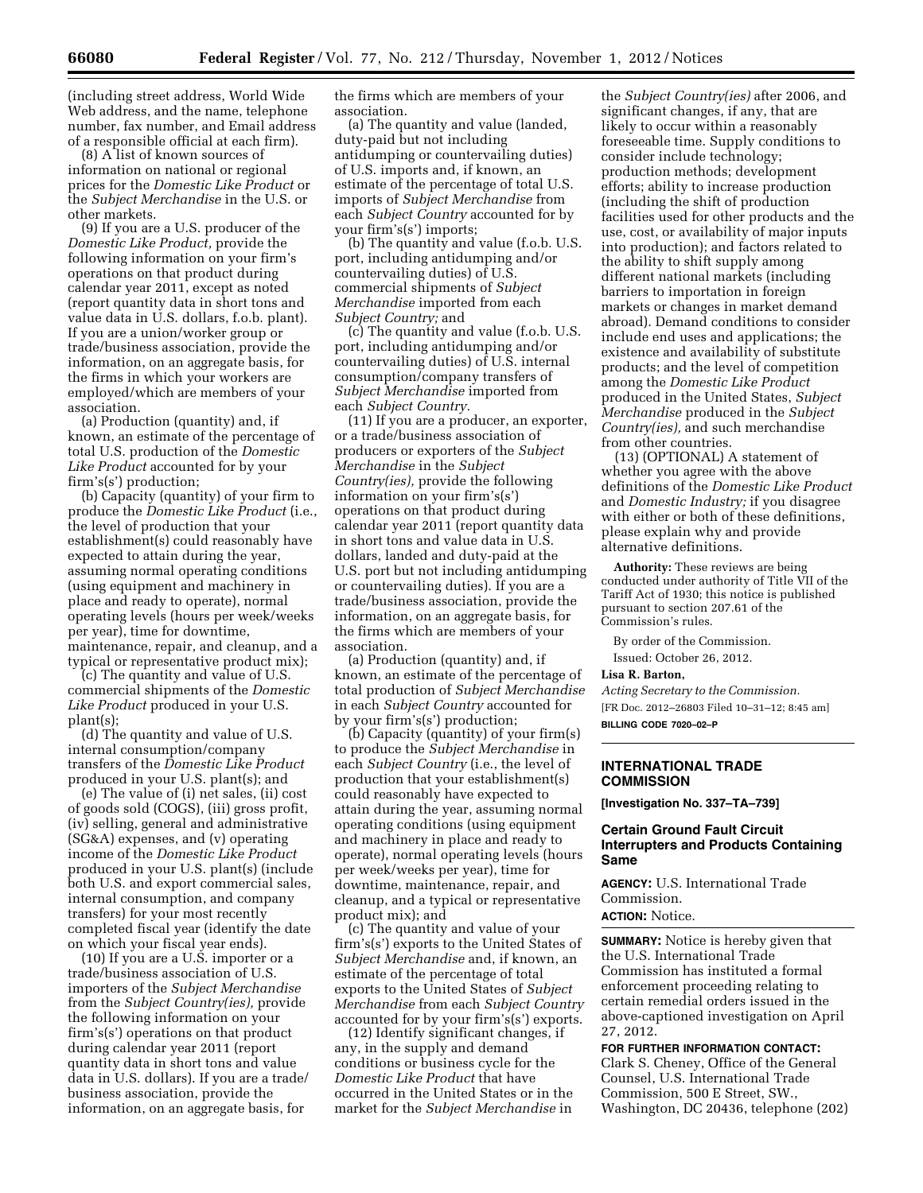(including street address, World Wide Web address, and the name, telephone number, fax number, and Email address of a responsible official at each firm).

(8) A list of known sources of information on national or regional prices for the *Domestic Like Product* or the *Subject Merchandise* in the U.S. or other markets.

(9) If you are a U.S. producer of the *Domestic Like Product,* provide the following information on your firm's operations on that product during calendar year 2011, except as noted (report quantity data in short tons and value data in U.S. dollars, f.o.b. plant). If you are a union/worker group or trade/business association, provide the information, on an aggregate basis, for the firms in which your workers are employed/which are members of your association.

(a) Production (quantity) and, if known, an estimate of the percentage of total U.S. production of the *Domestic Like Product* accounted for by your firm's(s') production;

(b) Capacity (quantity) of your firm to produce the *Domestic Like Product* (i.e., the level of production that your establishment(s) could reasonably have expected to attain during the year, assuming normal operating conditions (using equipment and machinery in place and ready to operate), normal operating levels (hours per week/weeks per year), time for downtime, maintenance, repair, and cleanup, and a typical or representative product mix);

(c) The quantity and value of U.S. commercial shipments of the *Domestic Like Product* produced in your U.S. plant(s);

(d) The quantity and value of U.S. internal consumption/company transfers of the *Domestic Like Product* produced in your U.S. plant(s); and

(e) The value of (i) net sales, (ii) cost of goods sold (COGS), (iii) gross profit, (iv) selling, general and administrative (SG&A) expenses, and (v) operating income of the *Domestic Like Product* produced in your U.S. plant(s) (include both U.S. and export commercial sales, internal consumption, and company transfers) for your most recently completed fiscal year (identify the date on which your fiscal year ends).

(10) If you are a U.S. importer or a trade/business association of U.S. importers of the *Subject Merchandise* from the *Subject Country(ies),* provide the following information on your firm's(s') operations on that product during calendar year 2011 (report quantity data in short tons and value data in U.S. dollars). If you are a trade/business association, provide the information, on an aggregate basis, for the firms which are members of your association.

(a) The quantity and value (landed, duty-paid but not including antidumping or countervailing duties) of U.S. imports and, if known, an estimate of the percentage of total U.S. imports of *Subject Merchandise* from each *Subject Country* accounted for by your firm's(s') imports;

(b) The quantity and value (f.o.b. U.S. port, including antidumping and/or countervailing duties) of U.S. commercial shipments of *Subject Merchandise* imported from each *Subject Country;* and

(c) The quantity and value (f.o.b. U.S. port, including antidumping and/or countervailing duties) of U.S. internal consumption/company transfers of *Subject Merchandise* imported from each *Subject Country.*

(11) If you are a producer, an exporter, or a trade/business association of producers or exporters of the *Subject Merchandise* in the *Subject Country(ies),* provide the following information on your firm's(s') operations on that product during calendar year 2011 (report quantity data in short tons and value data in U.S. dollars, landed and duty-paid at the U.S. port but not including antidumping or countervailing duties). If you are a trade/business association, provide the information, on an aggregate basis, for the firms which are members of your association.

(a) Production (quantity) and, if known, an estimate of the percentage of total production of *Subject Merchandise* in each *Subject Country* accounted for by your firm's(s') production;

(b) Capacity (quantity) of your firm(s) to produce the *Subject Merchandise* in each *Subject Country* (i.e., the level of production that your establishment(s) could reasonably have expected to attain during the year, assuming normal operating conditions (using equipment and machinery in place and ready to operate), normal operating levels (hours per week/weeks per year), time for downtime, maintenance, repair, and cleanup, and a typical or representative product mix); and

(c) The quantity and value of your firm's(s') exports to the United States of *Subject Merchandise* and, if known, an estimate of the percentage of total exports to the United States of *Subject Merchandise* from each *Subject Country* accounted for by your firm's(s') exports.

(12) Identify significant changes, if any, in the supply and demand conditions or business cycle for the *Domestic Like Product* that have occurred in the United States or in the market for the *Subject Merchandise* in the *Subject Country(ies)* after 2006, and significant changes, if any, that are likely to occur within a reasonably foreseeable time. Supply conditions to consider include technology; production methods; development efforts; ability to increase production (including the shift of production facilities used for other products and the use, cost, or availability of major inputs into production); and factors related to the ability to shift supply among different national markets (including barriers to importation in foreign markets or changes in market demand abroad). Demand conditions to consider include end uses and applications; the existence and availability of substitute products; and the level of competition among the *Domestic Like Product* produced in the United States, *Subject Merchandise* produced in the *Subject Country(ies),* and such merchandise from other countries.

(13) (OPTIONAL) A statement of whether you agree with the above definitions of the *Domestic Like Product* and *Domestic Industry;* if you disagree with either or both of these definitions, please explain why and provide alternative definitions.

**Authority:** These reviews are being conducted under authority of Title VII of the Tariff Act of 1930; this notice is published pursuant to section 207.61 of the Commission's rules.

By order of the Commission.

Issued: October 26, 2012.

**Lisa R. Barton,**

*Acting Secretary to the Commission.*

[FR Doc. 2012–26803 Filed 10–31–12; 8:45 am]

**BILLING CODE 7020–02–P**

---

## INTERNATIONAL TRADE COMMISSION

**[Investigation No. 337–TA–739]**

## Certain Ground Fault Circuit Interrupters and Products Containing Same

**AGENCY:** U.S. International Trade Commission.

**ACTION:** Notice.

**SUMMARY:** Notice is hereby given that the U.S. International Trade Commission has instituted a formal enforcement proceeding relating to certain remedial orders issued in the above-captioned investigation on April 27, 2012.

**FOR FURTHER INFORMATION CONTACT:** Clark S. Cheney, Office of the General Counsel, U.S. International Trade Commission, 500 E Street, SW., Washington, DC 20436, telephone (202)